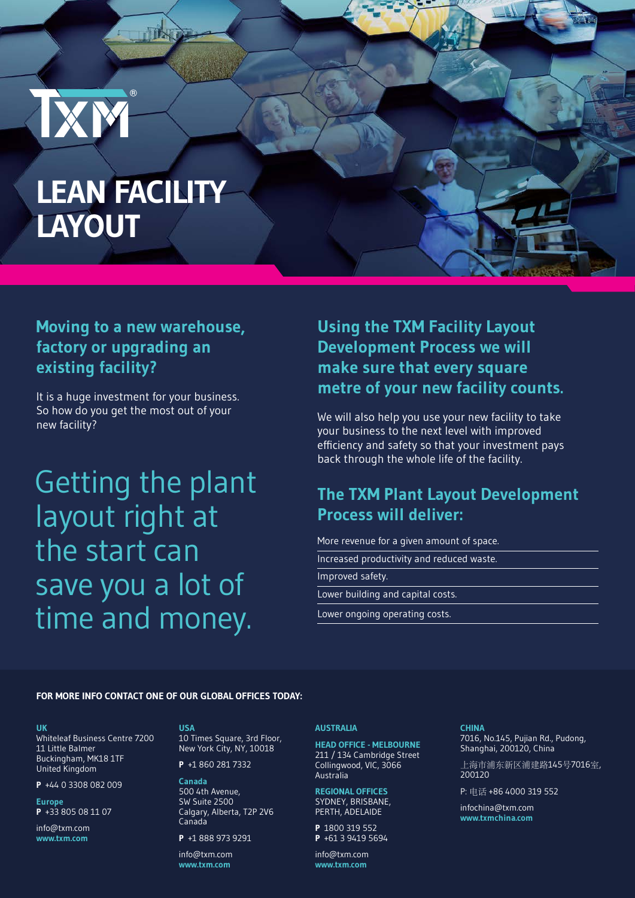# LEAN FACILITY LAYOUT

## Moving to a new warehouse, factory or upgrading an existing facility?

It is a huge investment for your business. So how do you get the most out of your new facility?

Getting the plant layout right at the start can save you a lot of time and money.

## Using the TXM Facility Layout Development Process we will make sure that every square metre of your new facility counts.

We will also help you use your new facility to take your business to the next level with improved efficiency and safety so that your investment pays back through the whole life of the facility.

## The TXM Plant Layout Development Process will deliver:

- More revenue for a given amount of space.
- Increased productivity and reduced waste.
- Improved safety.
- Lower building and capital costs.
- Lower ongoing operating costs.

**FOR MORE INFO CONTACT ONE OF OUR GLOBAL OFFICES TODAY:**

**UK**
Whiteleaf Business Centre 7200
11 Little Balmer
Buckingham, MK18 1TF
United Kingdom

**P** +44 0 3308 082 009

**Europe**
**P** +33 805 08 11 07

info@txm.com
**www.txm.com**

**USA**
10 Times Square, 3rd Floor,
New York City, NY, 10018

**P** +1 860 281 7332

**Canada**
500 4th Avenue,
SW Suite 2500
Calgary, Alberta, T2P 2V6
Canada

**P** +1 888 973 9291

info@txm.com
**www.txm.com**

**AUSTRALIA**

**HEAD OFFICE - MELBOURNE**
211 / 134 Cambridge Street
Collingwood, VIC, 3066
Australia

**REGIONAL OFFICES**
SYDNEY, BRISBANE,
PERTH, ADELAIDE

**P** 1800 319 552
**P** +61 3 9419 5694

info@txm.com
**www.txm.com**

**CHINA**
7016, No.145, Pujian Rd., Pudong,
Shanghai, 200120, China

上海市浦东新区浦建路145号7016室,
200120

P: 电话 +86 4000 319 552

infochina@txm.com
**www.txmchina.com**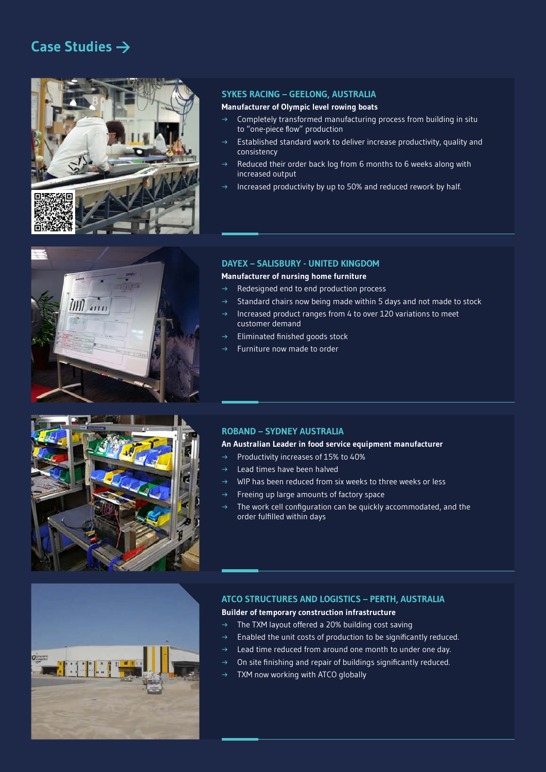## Case Studies →

### SYKES RACING – GEELONG, AUSTRALIA

**Manufacturer of Olympic level rowing boats**

- Completely transformed manufacturing process from building in situ to "one-piece flow" production
- Established standard work to deliver increase productivity, quality and consistency
- Reduced their order back log from 6 months to 6 weeks along with increased output
- Increased productivity by up to 50% and reduced rework by half.

### DAYEX – SALISBURY - UNITED KINGDOM

**Manufacturer of nursing home furniture**

- Redesigned end to end production process
- Standard chairs now being made within 5 days and not made to stock
- Increased product ranges from 4 to over 120 variations to meet customer demand
- Eliminated finished goods stock
- Furniture now made to order

### ROBAND – SYDNEY AUSTRALIA

**An Australian Leader in food service equipment manufacturer**

- Productivity increases of 15% to 40%
- Lead times have been halved
- WIP has been reduced from six weeks to three weeks or less
- Freeing up large amounts of factory space
- The work cell configuration can be quickly accommodated, and the order fulfilled within days

### ATCO STRUCTURES AND LOGISTICS – PERTH, AUSTRALIA

**Builder of temporary construction infrastructure**

- The TXM layout offered a 20% building cost saving
- Enabled the unit costs of production to be significantly reduced.
- Lead time reduced from around one month to under one day.
- On site finishing and repair of buildings significantly reduced.
- TXM now working with ATCO globally